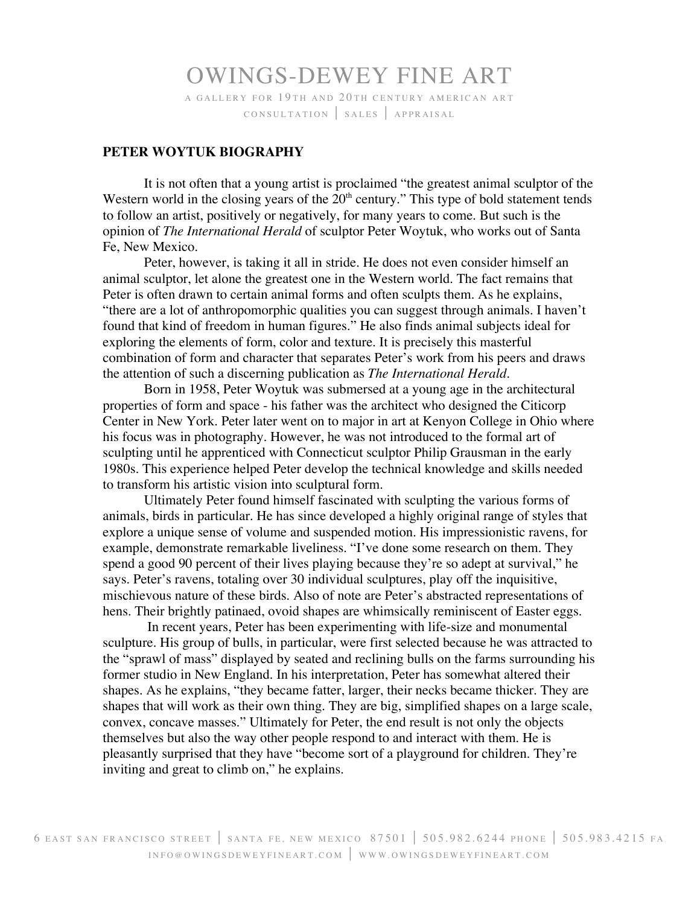# OWINGS-DEWEY FINE ART

A GALLERY FOR 19TH AND 20TH CENTURY AMERICAN ART

CONSULTATION | SALES | APPRAISAL

## PETER WOYTUK BIOGRAPHY

It is not often that a young artist is proclaimed "the greatest animal sculptor of the Western world in the closing years of the 20th century." This type of bold statement tends to follow an artist, positively or negatively, for many years to come. But such is the opinion of *The International Herald* of sculptor Peter Woytuk, who works out of Santa Fe, New Mexico.

Peter, however, is taking it all in stride. He does not even consider himself an animal sculptor, let alone the greatest one in the Western world. The fact remains that Peter is often drawn to certain animal forms and often sculpts them. As he explains, "there are a lot of anthropomorphic qualities you can suggest through animals. I haven't found that kind of freedom in human figures." He also finds animal subjects ideal for exploring the elements of form, color and texture. It is precisely this masterful combination of form and character that separates Peter's work from his peers and draws the attention of such a discerning publication as *The International Herald*.

Born in 1958, Peter Woytuk was submersed at a young age in the architectural properties of form and space - his father was the architect who designed the Citicorp Center in New York. Peter later went on to major in art at Kenyon College in Ohio where his focus was in photography. However, he was not introduced to the formal art of sculpting until he apprenticed with Connecticut sculptor Philip Grausman in the early 1980s. This experience helped Peter develop the technical knowledge and skills needed to transform his artistic vision into sculptural form.

Ultimately Peter found himself fascinated with sculpting the various forms of animals, birds in particular. He has since developed a highly original range of styles that explore a unique sense of volume and suspended motion. His impressionistic ravens, for example, demonstrate remarkable liveliness. "I've done some research on them. They spend a good 90 percent of their lives playing because they're so adept at survival," he says. Peter's ravens, totaling over 30 individual sculptures, play off the inquisitive, mischievous nature of these birds. Also of note are Peter's abstracted representations of hens. Their brightly patinaed, ovoid shapes are whimsically reminiscent of Easter eggs.

In recent years, Peter has been experimenting with life-size and monumental sculpture. His group of bulls, in particular, were first selected because he was attracted to the "sprawl of mass" displayed by seated and reclining bulls on the farms surrounding his former studio in New England. In his interpretation, Peter has somewhat altered their shapes. As he explains, "they became fatter, larger, their necks became thicker. They are shapes that will work as their own thing. They are big, simplified shapes on a large scale, convex, concave masses." Ultimately for Peter, the end result is not only the objects themselves but also the way other people respond to and interact with them. He is pleasantly surprised that they have "become sort of a playground for children. They're inviting and great to climb on," he explains.

6 EAST SAN FRANCISCO STREET | SANTA FE, NEW MEXICO 87501 | 505.982.6244 PHONE | 505.983.4215 FA

INFO@OWINGSDEWEYFINEART.COM | WWW.OWINGSDEWEYFINEART.COM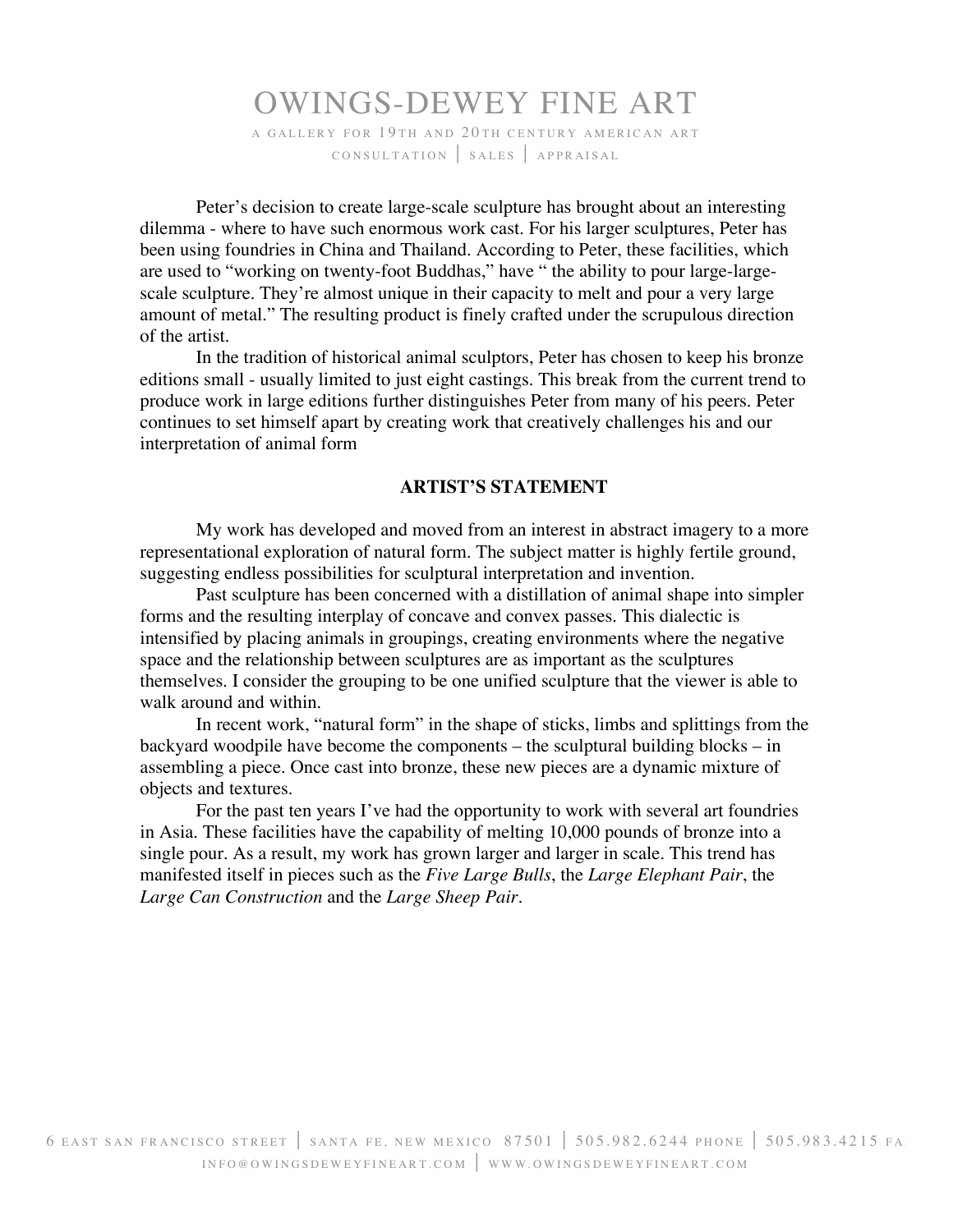Peter's decision to create large-scale sculpture has brought about an interesting dilemma - where to have such enormous work cast. For his larger sculptures, Peter has been using foundries in China and Thailand. According to Peter, these facilities, which are used to "working on twenty-foot Buddhas," have " the ability to pour large-large-scale sculpture. They're almost unique in their capacity to melt and pour a very large amount of metal." The resulting product is finely crafted under the scrupulous direction of the artist.

In the tradition of historical animal sculptors, Peter has chosen to keep his bronze editions small - usually limited to just eight castings. This break from the current trend to produce work in large editions further distinguishes Peter from many of his peers. Peter continues to set himself apart by creating work that creatively challenges his and our interpretation of animal form

## ARTIST'S STATEMENT

My work has developed and moved from an interest in abstract imagery to a more representational exploration of natural form. The subject matter is highly fertile ground, suggesting endless possibilities for sculptural interpretation and invention.

Past sculpture has been concerned with a distillation of animal shape into simpler forms and the resulting interplay of concave and convex passes. This dialectic is intensified by placing animals in groupings, creating environments where the negative space and the relationship between sculptures are as important as the sculptures themselves. I consider the grouping to be one unified sculpture that the viewer is able to walk around and within.

In recent work, "natural form" in the shape of sticks, limbs and splittings from the backyard woodpile have become the components – the sculptural building blocks – in assembling a piece. Once cast into bronze, these new pieces are a dynamic mixture of objects and textures.

For the past ten years I've had the opportunity to work with several art foundries in Asia. These facilities have the capability of melting 10,000 pounds of bronze into a single pour. As a result, my work has grown larger and larger in scale. This trend has manifested itself in pieces such as the *Five Large Bulls*, the *Large Elephant Pair*, the *Large Can Construction* and the *Large Sheep Pair*.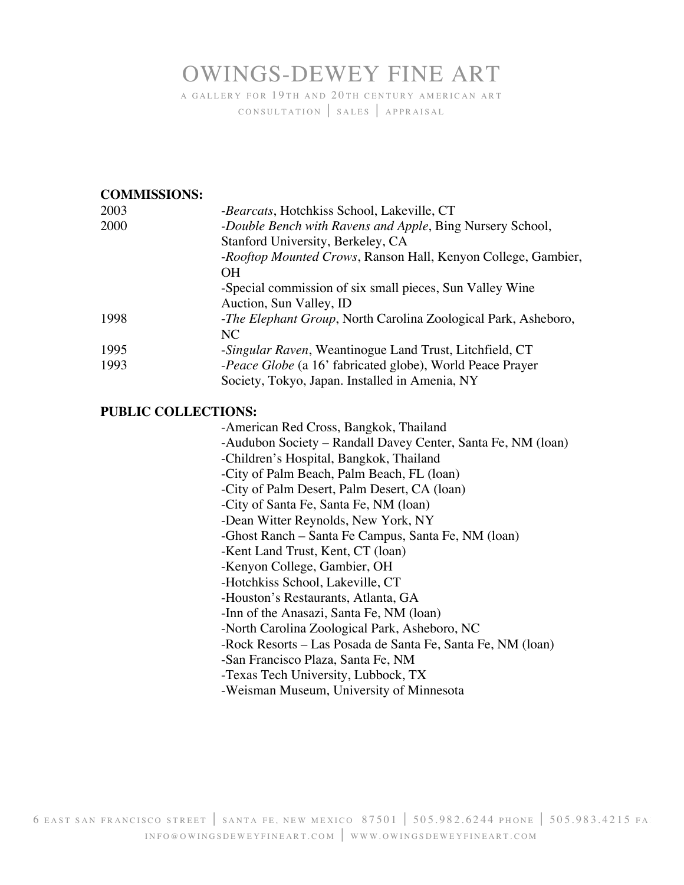**COMMISSIONS:**

| | |
|---|---|
| 2003 | -*Bearcats*, Hotchkiss School, Lakeville, CT |
| 2000 | -*Double Bench with Ravens and Apple*, Bing Nursery School, Stanford University, Berkeley, CA |
| | -*Rooftop Mounted Crows*, Ranson Hall, Kenyon College, Gambier, OH |
| | -Special commission of six small pieces, Sun Valley Wine Auction, Sun Valley, ID |
| 1998 | -*The Elephant Group*, North Carolina Zoological Park, Asheboro, NC |
| 1995 | -*Singular Raven*, Weantinogue Land Trust, Litchfield, CT |
| 1993 | -*Peace Globe* (a 16' fabricated globe), World Peace Prayer Society, Tokyo, Japan. Installed in Amenia, NY |

**PUBLIC COLLECTIONS:**

-American Red Cross, Bangkok, Thailand
-Audubon Society – Randall Davey Center, Santa Fe, NM (loan)
-Children's Hospital, Bangkok, Thailand
-City of Palm Beach, Palm Beach, FL (loan)
-City of Palm Desert, Palm Desert, CA (loan)
-City of Santa Fe, Santa Fe, NM (loan)
-Dean Witter Reynolds, New York, NY
-Ghost Ranch – Santa Fe Campus, Santa Fe, NM (loan)
-Kent Land Trust, Kent, CT (loan)
-Kenyon College, Gambier, OH
-Hotchkiss School, Lakeville, CT
-Houston's Restaurants, Atlanta, GA
-Inn of the Anasazi, Santa Fe, NM (loan)
-North Carolina Zoological Park, Asheboro, NC
-Rock Resorts – Las Posada de Santa Fe, Santa Fe, NM (loan)
-San Francisco Plaza, Santa Fe, NM
-Texas Tech University, Lubbock, TX
-Weisman Museum, University of Minnesota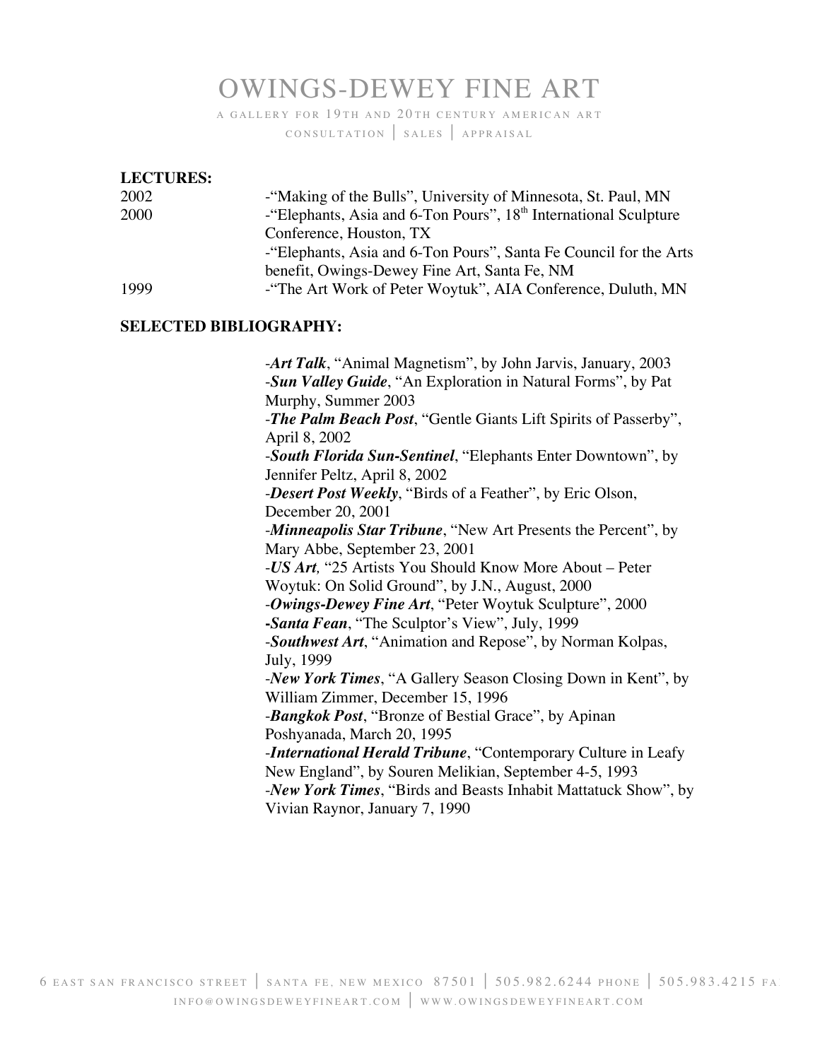**LECTURES:**

| | |
|---|---|
| 2002 | -“Making of the Bulls”, University of Minnesota, St. Paul, MN |
| 2000 | -“Elephants, Asia and 6-Ton Pours”, 18th International Sculpture Conference, Houston, TX |
| | -“Elephants, Asia and 6-Ton Pours”, Santa Fe Council for the Arts benefit, Owings-Dewey Fine Art, Santa Fe, NM |
| 1999 | -“The Art Work of Peter Woytuk”, AIA Conference, Duluth, MN |

**SELECTED BIBLIOGRAPHY:**

-***Art Talk***, “Animal Magnetism”, by John Jarvis, January, 2003
-***Sun Valley Guide***, “An Exploration in Natural Forms”, by Pat Murphy, Summer 2003
-***The Palm Beach Post***, “Gentle Giants Lift Spirits of Passerby”, April 8, 2002
-***South Florida Sun-Sentinel***, “Elephants Enter Downtown”, by Jennifer Peltz, April 8, 2002
-***Desert Post Weekly***, “Birds of a Feather”, by Eric Olson, December 20, 2001
-***Minneapolis Star Tribune***, “New Art Presents the Percent”, by Mary Abbe, September 23, 2001
-***US Art***, “25 Artists You Should Know More About – Peter Woytuk: On Solid Ground”, by J.N., August, 2000
-***Owings-Dewey Fine Art***, “Peter Woytuk Sculpture”, 2000
**-*Santa Fean***, “The Sculptor’s View”, July, 1999
-***Southwest Art***, “Animation and Repose”, by Norman Kolpas, July, 1999
-***New York Times***, “A Gallery Season Closing Down in Kent”, by William Zimmer, December 15, 1996
-***Bangkok Post***, “Bronze of Bestial Grace”, by Apinan Poshyanada, March 20, 1995
-***International Herald Tribune***, “Contemporary Culture in Leafy New England”, by Souren Melikian, September 4-5, 1993
-***New York Times***, “Birds and Beasts Inhabit Mattatuck Show”, by Vivian Raynor, January 7, 1990